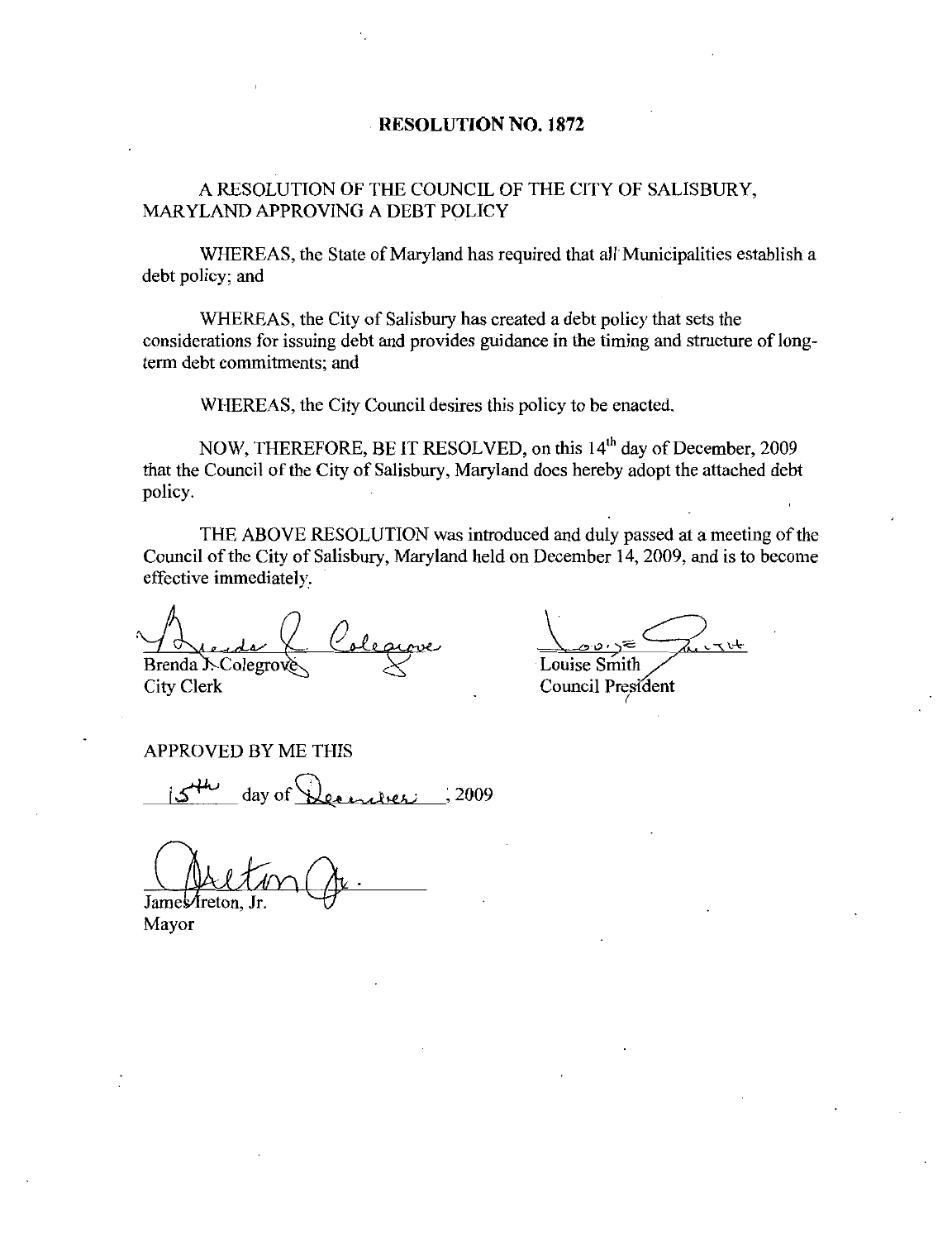# RESOLUTION NO. 1872

A RESOLUTION OF THE COUNCIL OF THE CITY OF SALISBURY, MARYLAND APPROVING A DEBT POLICY

WHEREAS, the State of Maryland has required that all Municipalities establish a debt policy; and

WHEREAS, the City of Salisbury has created a debt policy that sets the considerations for issuing debt and provides guidance in the timing and structure of long-term debt commitments; and

WHEREAS, the City Council desires this policy to be enacted.

NOW, THEREFORE, BE IT RESOLVED, on this 14th day of December, 2009 that the Council of the City of Salisbury, Maryland does hereby adopt the attached debt policy.

THE ABOVE RESOLUTION was introduced and duly passed at a meeting of the Council of the City of Salisbury, Maryland held on December 14, 2009, and is to become effective immediately.

Brenda J. Colegrove
City Clerk

Louise Smith
Council President

APPROVED BY ME THIS

15th day of December, 2009

James Ireton, Jr.
Mayor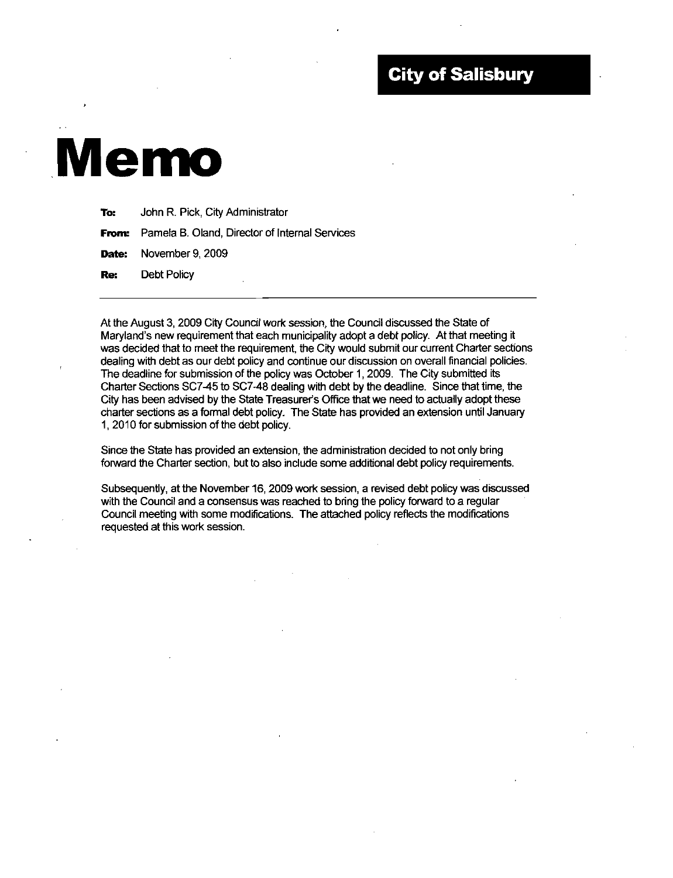**City of Salisbury**

# Memo

**To:** John R. Pick, City Administrator

**From:** Pamela B. Oland, Director of Internal Services

**Date:** November 9, 2009

**Re:** Debt Policy

---

At the August 3, 2009 City Council work session, the Council discussed the State of Maryland's new requirement that each municipality adopt a debt policy. At that meeting it was decided that to meet the requirement, the City would submit our current Charter sections dealing with debt as our debt policy and continue our discussion on overall financial policies. The deadline for submission of the policy was October 1, 2009. The City submitted its Charter Sections SC7-45 to SC7-48 dealing with debt by the deadline. Since that time, the City has been advised by the State Treasurer's Office that we need to actually adopt these charter sections as a formal debt policy. The State has provided an extension until January 1, 2010 for submission of the debt policy.

Since the State has provided an extension, the administration decided to not only bring forward the Charter section, but to also include some additional debt policy requirements.

Subsequently, at the November 16, 2009 work session, a revised debt policy was discussed with the Council and a consensus was reached to bring the policy forward to a regular Council meeting with some modifications. The attached policy reflects the modifications requested at this work session.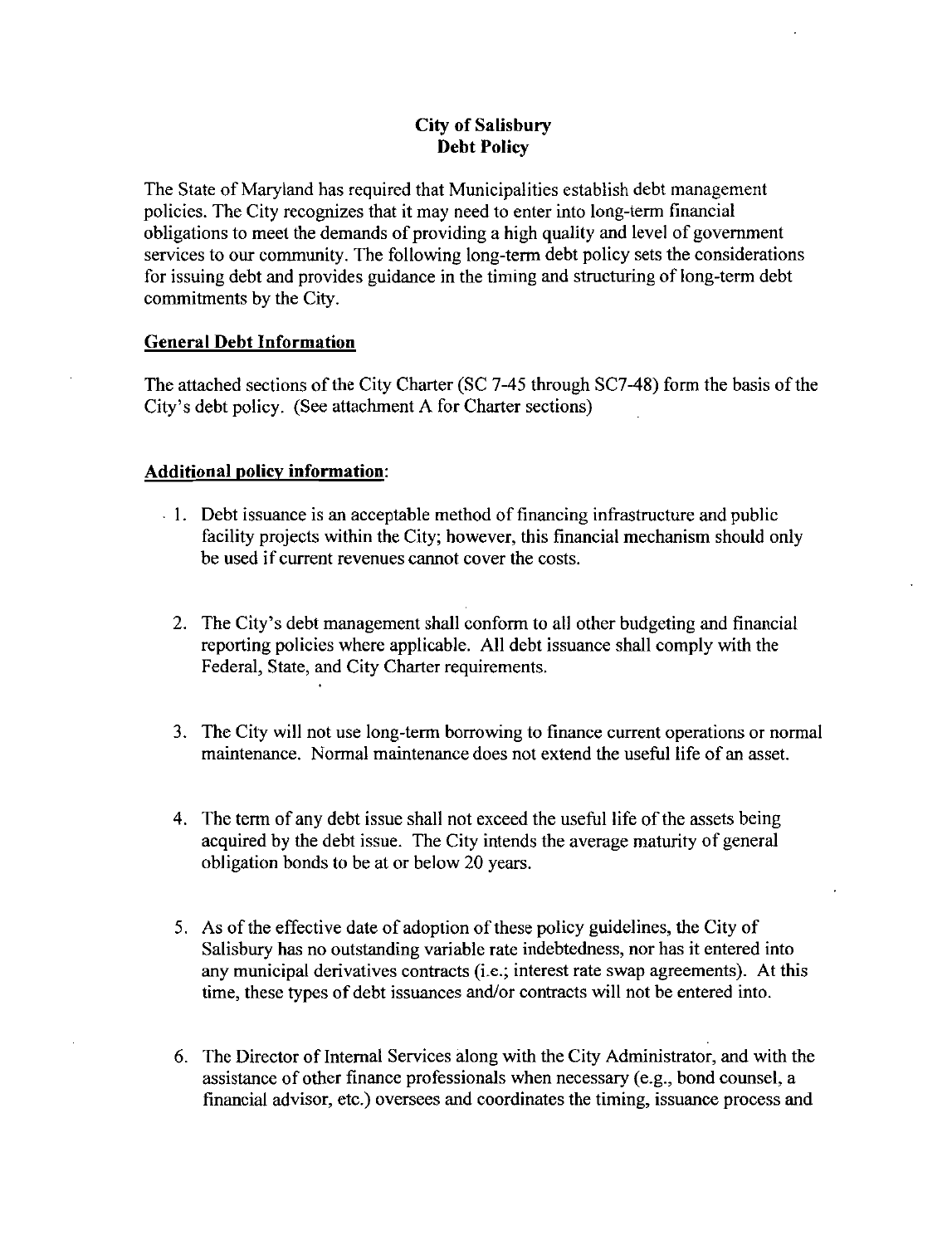**City of Salisbury**
**Debt Policy**

The State of Maryland has required that Municipalities establish debt management policies. The City recognizes that it may need to enter into long-term financial obligations to meet the demands of providing a high quality and level of government services to our community. The following long-term debt policy sets the considerations for issuing debt and provides guidance in the timing and structuring of long-term debt commitments by the City.

## General Debt Information

The attached sections of the City Charter (SC 7-45 through SC7-48) form the basis of the City's debt policy. (See attachment A for Charter sections)

## Additional policy information:

1. Debt issuance is an acceptable method of financing infrastructure and public facility projects within the City; however, this financial mechanism should only be used if current revenues cannot cover the costs.

2. The City's debt management shall conform to all other budgeting and financial reporting policies where applicable. All debt issuance shall comply with the Federal, State, and City Charter requirements.

3. The City will not use long-term borrowing to finance current operations or normal maintenance. Normal maintenance does not extend the useful life of an asset.

4. The term of any debt issue shall not exceed the useful life of the assets being acquired by the debt issue. The City intends the average maturity of general obligation bonds to be at or below 20 years.

5. As of the effective date of adoption of these policy guidelines, the City of Salisbury has no outstanding variable rate indebtedness, nor has it entered into any municipal derivatives contracts (i.e.; interest rate swap agreements). At this time, these types of debt issuances and/or contracts will not be entered into.

6. The Director of Internal Services along with the City Administrator, and with the assistance of other finance professionals when necessary (e.g., bond counsel, a financial advisor, etc.) oversees and coordinates the timing, issuance process and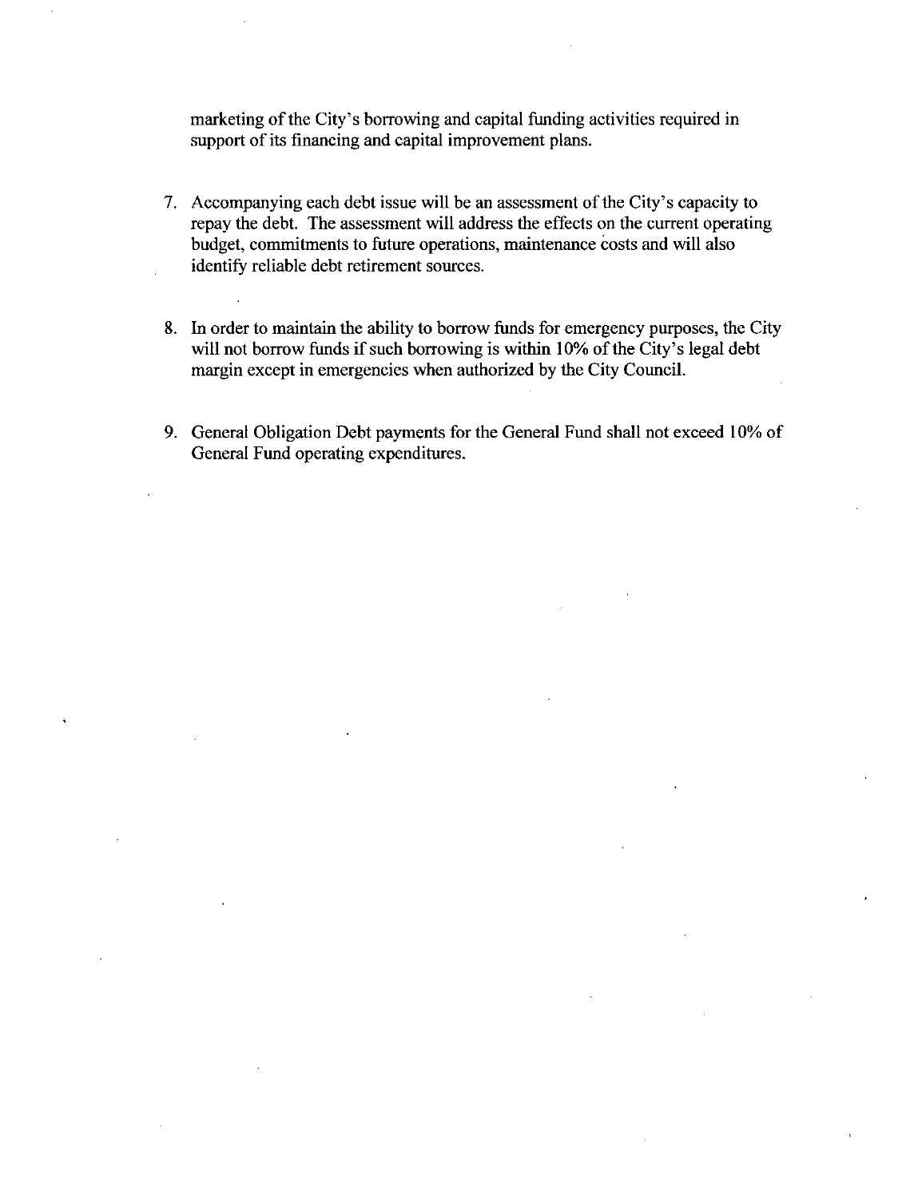marketing of the City's borrowing and capital funding activities required in support of its financing and capital improvement plans.

7. Accompanying each debt issue will be an assessment of the City's capacity to repay the debt. The assessment will address the effects on the current operating budget, commitments to future operations, maintenance costs and will also identify reliable debt retirement sources.

8. In order to maintain the ability to borrow funds for emergency purposes, the City will not borrow funds if such borrowing is within 10% of the City's legal debt margin except in emergencies when authorized by the City Council.

9. General Obligation Debt payments for the General Fund shall not exceed 10% of General Fund operating expenditures.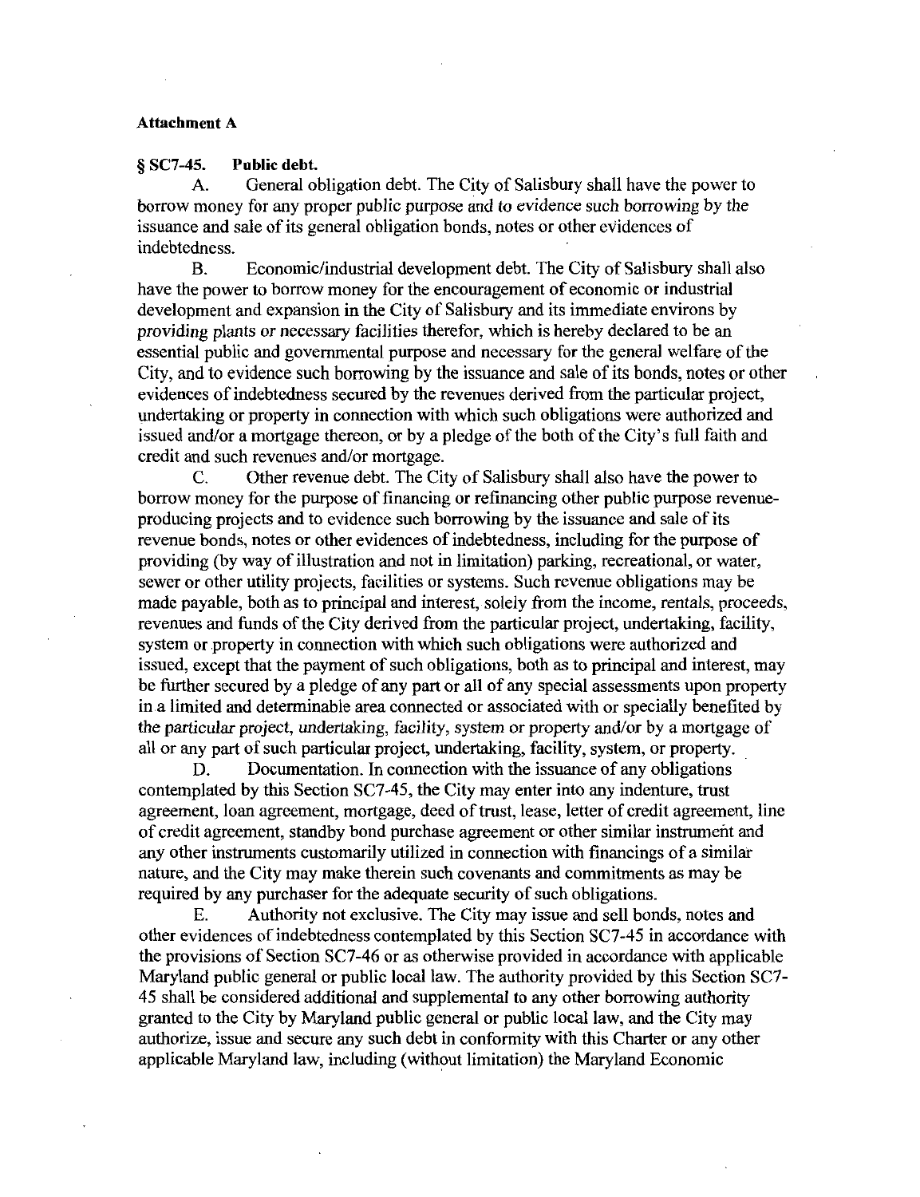**Attachment A**

**§ SC7-45. Public debt.**

A. General obligation debt. The City of Salisbury shall have the power to borrow money for any proper public purpose and to evidence such borrowing by the issuance and sale of its general obligation bonds, notes or other evidences of indebtedness.

B. Economic/industrial development debt. The City of Salisbury shall also have the power to borrow money for the encouragement of economic or industrial development and expansion in the City of Salisbury and its immediate environs by providing plants or necessary facilities therefor, which is hereby declared to be an essential public and governmental purpose and necessary for the general welfare of the City, and to evidence such borrowing by the issuance and sale of its bonds, notes or other evidences of indebtedness secured by the revenues derived from the particular project, undertaking or property in connection with which such obligations were authorized and issued and/or a mortgage thereon, or by a pledge of the both of the City's full faith and credit and such revenues and/or mortgage.

C. Other revenue debt. The City of Salisbury shall also have the power to borrow money for the purpose of financing or refinancing other public purpose revenue-producing projects and to evidence such borrowing by the issuance and sale of its revenue bonds, notes or other evidences of indebtedness, including for the purpose of providing (by way of illustration and not in limitation) parking, recreational, or water, sewer or other utility projects, facilities or systems. Such revenue obligations may be made payable, both as to principal and interest, solely from the income, rentals, proceeds, revenues and funds of the City derived from the particular project, undertaking, facility, system or property in connection with which such obligations were authorized and issued, except that the payment of such obligations, both as to principal and interest, may be further secured by a pledge of any part or all of any special assessments upon property in a limited and determinable area connected or associated with or specially benefited by the particular project, undertaking, facility, system or property and/or by a mortgage of all or any part of such particular project, undertaking, facility, system, or property.

D. Documentation. In connection with the issuance of any obligations contemplated by this Section SC7-45, the City may enter into any indenture, trust agreement, loan agreement, mortgage, deed of trust, lease, letter of credit agreement, line of credit agreement, standby bond purchase agreement or other similar instrument and any other instruments customarily utilized in connection with financings of a similar nature, and the City may make therein such covenants and commitments as may be required by any purchaser for the adequate security of such obligations.

E. Authority not exclusive. The City may issue and sell bonds, notes and other evidences of indebtedness contemplated by this Section SC7-45 in accordance with the provisions of Section SC7-46 or as otherwise provided in accordance with applicable Maryland public general or public local law. The authority provided by this Section SC7-45 shall be considered additional and supplemental to any other borrowing authority granted to the City by Maryland public general or public local law, and the City may authorize, issue and secure any such debt in conformity with this Charter or any other applicable Maryland law, including (without limitation) the Maryland Economic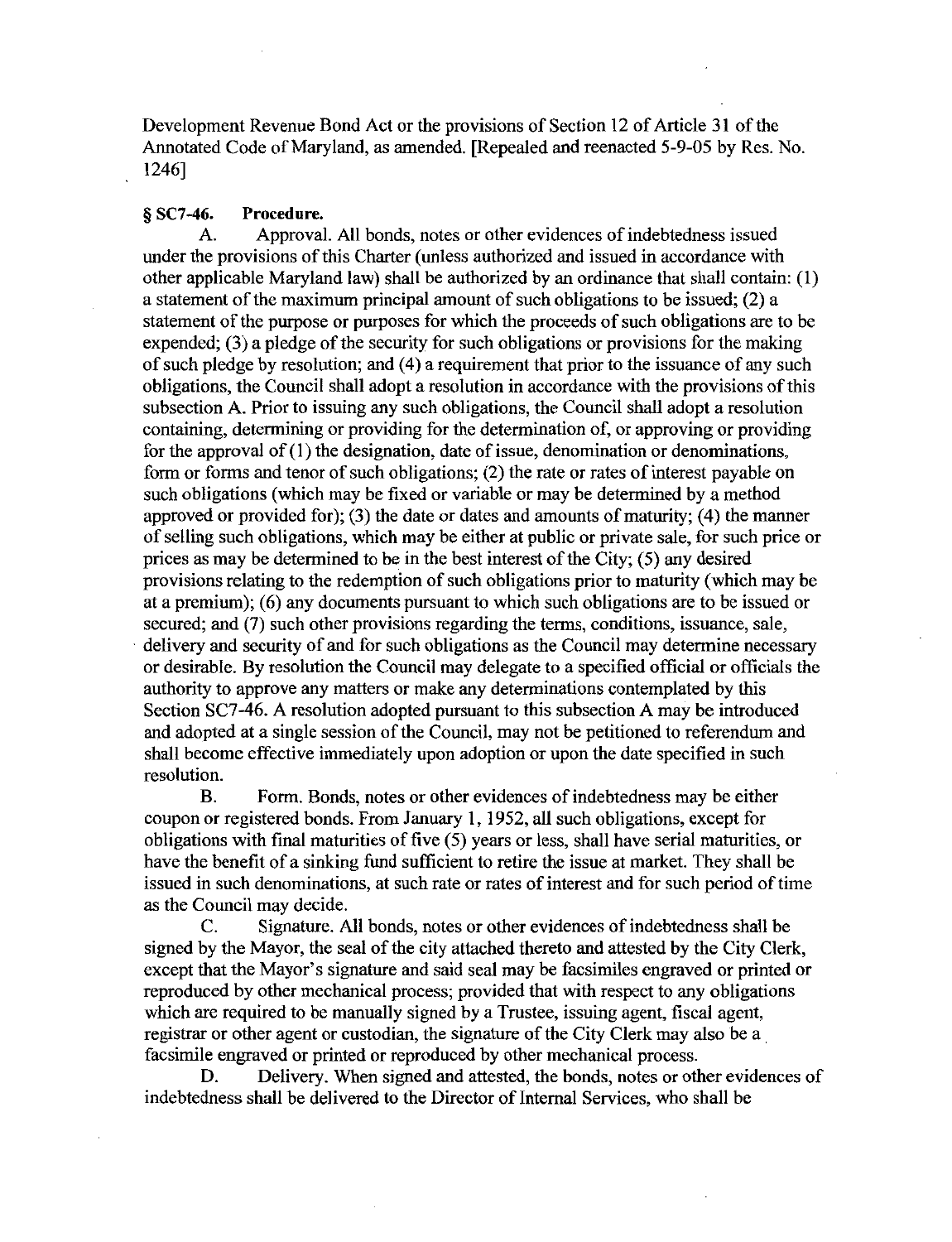Development Revenue Bond Act or the provisions of Section 12 of Article 31 of the Annotated Code of Maryland, as amended. [Repealed and reenacted 5-9-05 by Res. No. 1246]

### § SC7-46. Procedure.

A. Approval. All bonds, notes or other evidences of indebtedness issued under the provisions of this Charter (unless authorized and issued in accordance with other applicable Maryland law) shall be authorized by an ordinance that shall contain: (1) a statement of the maximum principal amount of such obligations to be issued; (2) a statement of the purpose or purposes for which the proceeds of such obligations are to be expended; (3) a pledge of the security for such obligations or provisions for the making of such pledge by resolution; and (4) a requirement that prior to the issuance of any such obligations, the Council shall adopt a resolution in accordance with the provisions of this subsection A. Prior to issuing any such obligations, the Council shall adopt a resolution containing, determining or providing for the determination of, or approving or providing for the approval of (1) the designation, date of issue, denomination or denominations, form or forms and tenor of such obligations; (2) the rate or rates of interest payable on such obligations (which may be fixed or variable or may be determined by a method approved or provided for); (3) the date or dates and amounts of maturity; (4) the manner of selling such obligations, which may be either at public or private sale, for such price or prices as may be determined to be in the best interest of the City; (5) any desired provisions relating to the redemption of such obligations prior to maturity (which may be at a premium); (6) any documents pursuant to which such obligations are to be issued or secured; and (7) such other provisions regarding the terms, conditions, issuance, sale, delivery and security of and for such obligations as the Council may determine necessary or desirable. By resolution the Council may delegate to a specified official or officials the authority to approve any matters or make any determinations contemplated by this Section SC7-46. A resolution adopted pursuant to this subsection A may be introduced and adopted at a single session of the Council, may not be petitioned to referendum and shall become effective immediately upon adoption or upon the date specified in such resolution.

B. Form. Bonds, notes or other evidences of indebtedness may be either coupon or registered bonds. From January 1, 1952, all such obligations, except for obligations with final maturities of five (5) years or less, shall have serial maturities, or have the benefit of a sinking fund sufficient to retire the issue at market. They shall be issued in such denominations, at such rate or rates of interest and for such period of time as the Council may decide.

C. Signature. All bonds, notes or other evidences of indebtedness shall be signed by the Mayor, the seal of the city attached thereto and attested by the City Clerk, except that the Mayor's signature and said seal may be facsimiles engraved or printed or reproduced by other mechanical process; provided that with respect to any obligations which are required to be manually signed by a Trustee, issuing agent, fiscal agent, registrar or other agent or custodian, the signature of the City Clerk may also be a facsimile engraved or printed or reproduced by other mechanical process.

D. Delivery. When signed and attested, the bonds, notes or other evidences of indebtedness shall be delivered to the Director of Internal Services, who shall be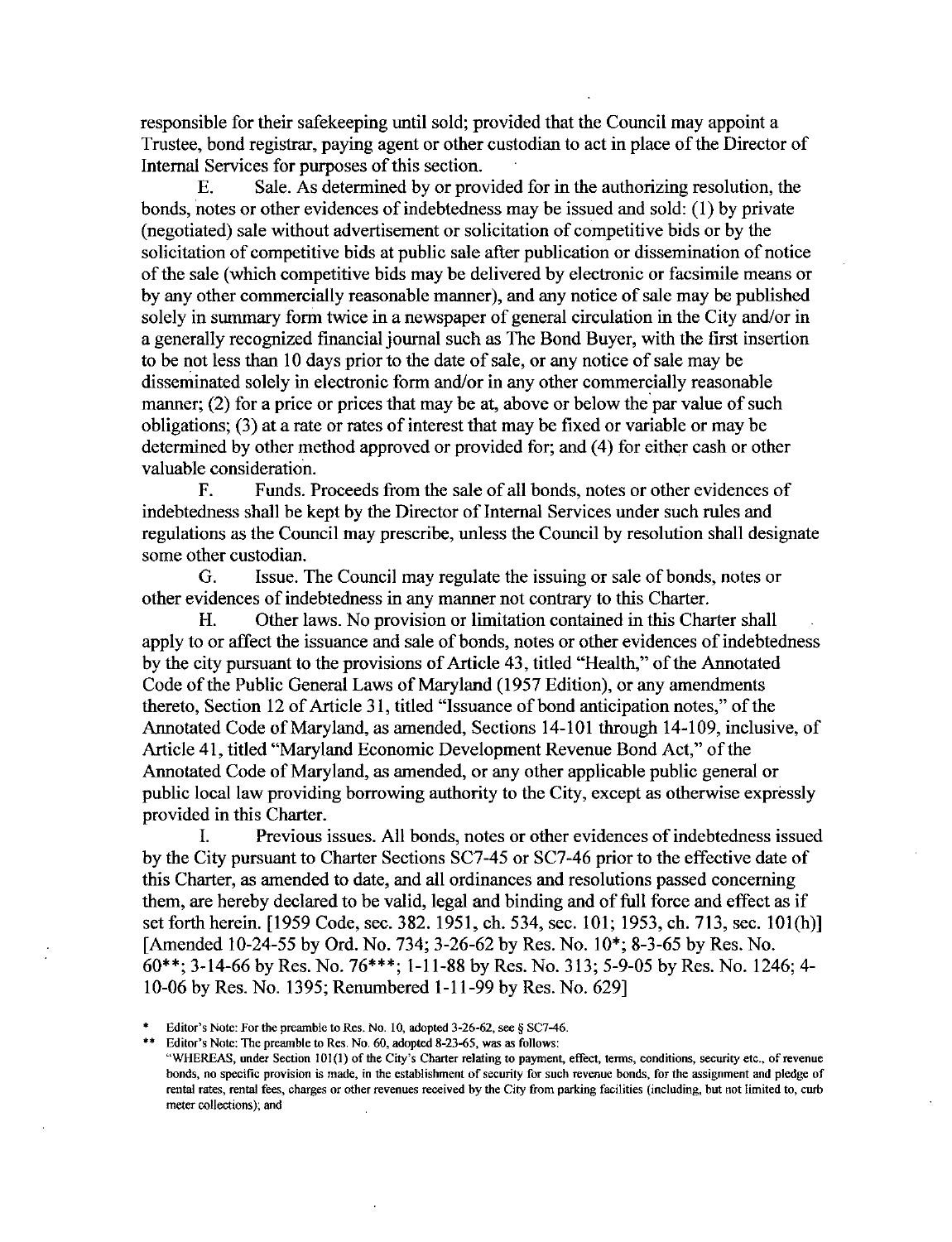responsible for their safekeeping until sold; provided that the Council may appoint a Trustee, bond registrar, paying agent or other custodian to act in place of the Director of Internal Services for purposes of this section.

E. Sale. As determined by or provided for in the authorizing resolution, the bonds, notes or other evidences of indebtedness may be issued and sold: (1) by private (negotiated) sale without advertisement or solicitation of competitive bids or by the solicitation of competitive bids at public sale after publication or dissemination of notice of the sale (which competitive bids may be delivered by electronic or facsimile means or by any other commercially reasonable manner), and any notice of sale may be published solely in summary form twice in a newspaper of general circulation in the City and/or in a generally recognized financial journal such as The Bond Buyer, with the first insertion to be not less than 10 days prior to the date of sale, or any notice of sale may be disseminated solely in electronic form and/or in any other commercially reasonable manner; (2) for a price or prices that may be at, above or below the par value of such obligations; (3) at a rate or rates of interest that may be fixed or variable or may be determined by other method approved or provided for; and (4) for either cash or other valuable consideration.

F. Funds. Proceeds from the sale of all bonds, notes or other evidences of indebtedness shall be kept by the Director of Internal Services under such rules and regulations as the Council may prescribe, unless the Council by resolution shall designate some other custodian.

G. Issue. The Council may regulate the issuing or sale of bonds, notes or other evidences of indebtedness in any manner not contrary to this Charter.

H. Other laws. No provision or limitation contained in this Charter shall apply to or affect the issuance and sale of bonds, notes or other evidences of indebtedness by the city pursuant to the provisions of Article 43, titled "Health," of the Annotated Code of the Public General Laws of Maryland (1957 Edition), or any amendments thereto, Section 12 of Article 31, titled "Issuance of bond anticipation notes," of the Annotated Code of Maryland, as amended, Sections 14-101 through 14-109, inclusive, of Article 41, titled "Maryland Economic Development Revenue Bond Act," of the Annotated Code of Maryland, as amended, or any other applicable public general or public local law providing borrowing authority to the City, except as otherwise expressly provided in this Charter.

I. Previous issues. All bonds, notes or other evidences of indebtedness issued by the City pursuant to Charter Sections SC7-45 or SC7-46 prior to the effective date of this Charter, as amended to date, and all ordinances and resolutions passed concerning them, are hereby declared to be valid, legal and binding and of full force and effect as if set forth herein. [1959 Code, sec. 382. 1951, ch. 534, sec. 101; 1953, ch. 713, sec. 101(h)] [Amended 10-24-55 by Ord. No. 734; 3-26-62 by Res. No. 10*; 8-3-65 by Res. No. 60**; 3-14-66 by Res. No. 76***; 1-11-88 by Res. No. 313; 5-9-05 by Res. No. 1246; 4-10-06 by Res. No. 1395; Renumbered 1-11-99 by Res. No. 629]

* Editor's Note: For the preamble to Res. No. 10, adopted 3-26-62, see § SC7-46.

** Editor's Note: The preamble to Res. No. 60, adopted 8-23-65, was as follows:
"WHEREAS, under Section 101(1) of the City's Charter relating to payment, effect, terms, conditions, security etc., of revenue bonds, no specific provision is made, in the establishment of security for such revenue bonds, for the assignment and pledge of rental rates, rental fees, charges or other revenues received by the City from parking facilities (including, but not limited to, curb meter collections); and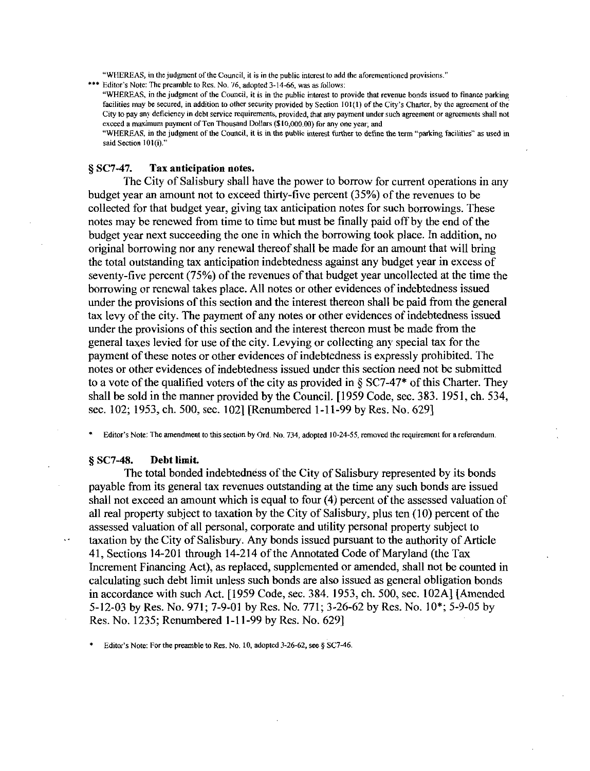"WHEREAS, in the judgment of the Council, it is in the public interest to add the aforementioned provisions."

*** Editor's Note: The preamble to Res. No. 76, adopted 3-14-66, was as follows:

"WHEREAS, in the judgment of the Council, it is in the public interest to provide that revenue bonds issued to finance parking facilities may be secured, in addition to other security provided by Section 101(1) of the City's Charter, by the agreement of the City to pay any deficiency in debt service requirements, provided, that any payment under such agreement or agreements shall not exceed a maximum payment of Ten Thousand Dollars ($10,000.00) for any one year; and

"WHEREAS, in the judgment of the Council, it is in the public interest further to define the term "parking facilities" as used in said Section 101(i)."

### § SC7-47. Tax anticipation notes.

The City of Salisbury shall have the power to borrow for current operations in any budget year an amount not to exceed thirty-five percent (35%) of the revenues to be collected for that budget year, giving tax anticipation notes for such borrowings. These notes may be renewed from time to time but must be finally paid off by the end of the budget year next succeeding the one in which the borrowing took place. In addition, no original borrowing nor any renewal thereof shall be made for an amount that will bring the total outstanding tax anticipation indebtedness against any budget year in excess of seventy-five percent (75%) of the revenues of that budget year uncollected at the time the borrowing or renewal takes place. All notes or other evidences of indebtedness issued under the provisions of this section and the interest thereon shall be paid from the general tax levy of the city. The payment of any notes or other evidences of indebtedness issued under the provisions of this section and the interest thereon must be made from the general taxes levied for use of the city. Levying or collecting any special tax for the payment of these notes or other evidences of indebtedness is expressly prohibited. The notes or other evidences of indebtedness issued under this section need not be submitted to a vote of the qualified voters of the city as provided in § SC7-47* of this Charter. They shall be sold in the manner provided by the Council. [1959 Code, sec. 383. 1951, ch. 534, sec. 102; 1953, ch. 500, sec. 102] [Renumbered 1-11-99 by Res. No. 629]

* Editor's Note: The amendment to this section by Ord. No. 734, adopted 10-24-55, removed the requirement for a referendum.

### § SC7-48. Debt limit.

The total bonded indebtedness of the City of Salisbury represented by its bonds payable from its general tax revenues outstanding at the time any such bonds are issued shall not exceed an amount which is equal to four (4) percent of the assessed valuation of all real property subject to taxation by the City of Salisbury, plus ten (10) percent of the assessed valuation of all personal, corporate and utility personal property subject to taxation by the City of Salisbury. Any bonds issued pursuant to the authority of Article 41, Sections 14-201 through 14-214 of the Annotated Code of Maryland (the Tax Increment Financing Act), as replaced, supplemented or amended, shall not be counted in calculating such debt limit unless such bonds are also issued as general obligation bonds in accordance with such Act. [1959 Code, sec. 384. 1953, ch. 500, sec. 102A] [Amended 5-12-03 by Res. No. 971; 7-9-01 by Res. No. 771; 3-26-62 by Res. No. 10*; 5-9-05 by Res. No. 1235; Renumbered 1-11-99 by Res. No. 629]

* Editor's Note: For the preamble to Res. No. 10, adopted 3-26-62, see § SC7-46.